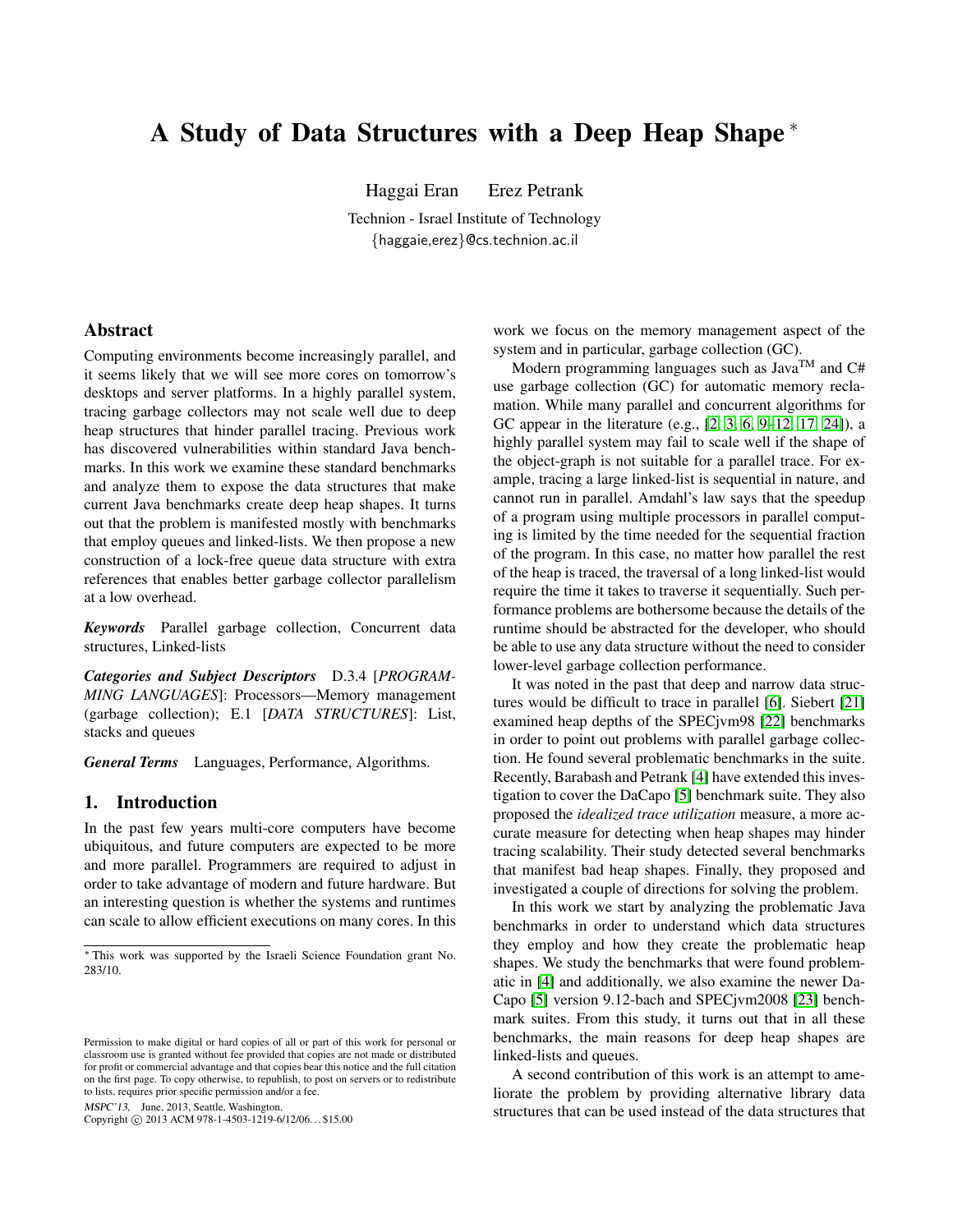# A Study of Data Structures with a Deep Heap Shape *

Haggai Eran  Erez Petrank

Technion - Israel Institute of Technology
{haggaie,erez}@cs.technion.ac.il

## Abstract

Computing environments become increasingly parallel, and it seems likely that we will see more cores on tomorrow's desktops and server platforms. In a highly parallel system, tracing garbage collectors may not scale well due to deep heap structures that hinder parallel tracing. Previous work has discovered vulnerabilities within standard Java benchmarks. In this work we examine these standard benchmarks and analyze them to expose the data structures that make current Java benchmarks create deep heap shapes. It turns out that the problem is manifested mostly with benchmarks that employ queues and linked-lists. We then propose a new construction of a lock-free queue data structure with extra references that enables better garbage collector parallelism at a low overhead.

***Keywords*** Parallel garbage collection, Concurrent data structures, Linked-lists

***Categories and Subject Descriptors*** D.3.4 [*PROGRAMMING LANGUAGES*]: Processors—Memory management (garbage collection); E.1 [*DATA STRUCTURES*]: List, stacks and queues

***General Terms*** Languages, Performance, Algorithms.

## 1. Introduction

In the past few years multi-core computers have become ubiquitous, and future computers are expected to be more and more parallel. Programmers are required to adjust in order to take advantage of modern and future hardware. But an interesting question is whether the systems and runtimes can scale to allow efficient executions on many cores. In this work we focus on the memory management aspect of the system and in particular, garbage collection (GC).

Modern programming languages such as Java™ and C# use garbage collection (GC) for automatic memory reclamation. While many parallel and concurrent algorithms for GC appear in the literature (e.g., [2, 3, 6, 9–12, 17, 24]), a highly parallel system may fail to scale well if the shape of the object-graph is not suitable for a parallel trace. For example, tracing a large linked-list is sequential in nature, and cannot run in parallel. Amdahl's law says that the speedup of a program using multiple processors in parallel computing is limited by the time needed for the sequential fraction of the program. In this case, no matter how parallel the rest of the heap is traced, the traversal of a long linked-list would require the time it takes to traverse it sequentially. Such performance problems are bothersome because the details of the runtime should be abstracted for the developer, who should be able to use any data structure without the need to consider lower-level garbage collection performance.

It was noted in the past that deep and narrow data structures would be difficult to trace in parallel [6]. Siebert [21] examined heap depths of the SPECjvm98 [22] benchmarks in order to point out problems with parallel garbage collection. He found several problematic benchmarks in the suite. Recently, Barabash and Petrank [4] have extended this investigation to cover the DaCapo [5] benchmark suite. They also proposed the *idealized trace utilization* measure, a more accurate measure for detecting when heap shapes may hinder tracing scalability. Their study detected several benchmarks that manifest bad heap shapes. Finally, they proposed and investigated a couple of directions for solving the problem.

In this work we start by analyzing the problematic Java benchmarks in order to understand which data structures they employ and how they create the problematic heap shapes. We study the benchmarks that were found problematic in [4] and additionally, we also examine the newer DaCapo [5] version 9.12-bach and SPECjvm2008 [23] benchmark suites. From this study, it turns out that in all these benchmarks, the main reasons for deep heap shapes are linked-lists and queues.

A second contribution of this work is an attempt to ameliorate the problem by providing alternative library data structures that can be used instead of the data structures that

* This work was supported by the Israeli Science Foundation grant No. 283/10.

Permission to make digital or hard copies of all or part of this work for personal or classroom use is granted without fee provided that copies are not made or distributed for profit or commercial advantage and that copies bear this notice and the full citation on the first page. To copy otherwise, to republish, to post on servers or to redistribute to lists, requires prior specific permission and/or a fee.

*MSPC'13*, June, 2013, Seattle, Washington.
Copyright © 2013 ACM 978-1-4503-1219-6/12/06...$15.00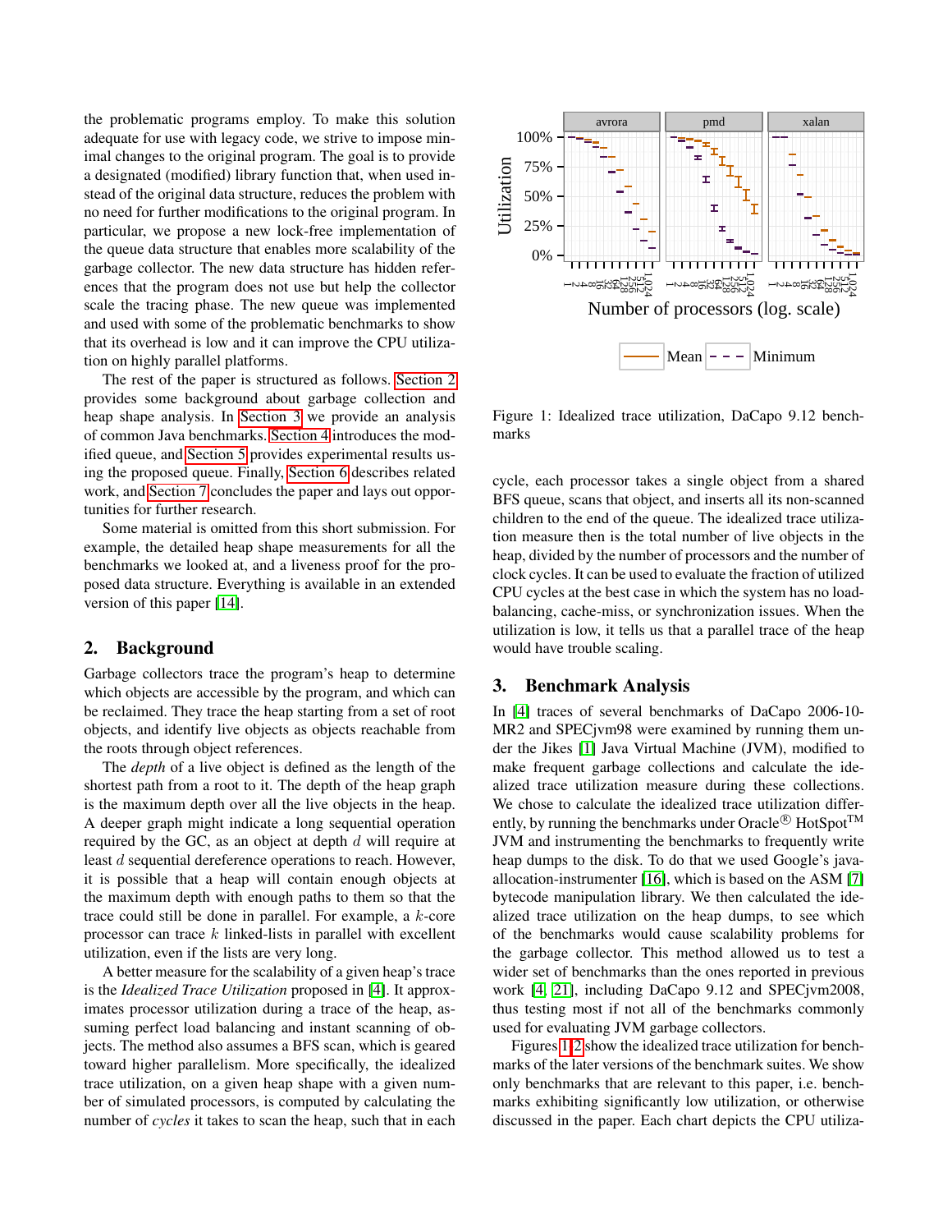the problematic programs employ. To make this solution adequate for use with legacy code, we strive to impose minimal changes to the original program. The goal is to provide a designated (modified) library function that, when used instead of the original data structure, reduces the problem with no need for further modifications to the original program. In particular, we propose a new lock-free implementation of the queue data structure that enables more scalability of the garbage collector. The new data structure has hidden references that the program does not use but help the collector scale the tracing phase. The new queue was implemented and used with some of the problematic benchmarks to show that its overhead is low and it can improve the CPU utilization on highly parallel platforms.

The rest of the paper is structured as follows. Section 2 provides some background about garbage collection and heap shape analysis. In Section 3 we provide an analysis of common Java benchmarks. Section 4 introduces the modified queue, and Section 5 provides experimental results using the proposed queue. Finally, Section 6 describes related work, and Section 7 concludes the paper and lays out opportunities for further research.

Some material is omitted from this short submission. For example, the detailed heap shape measurements for all the benchmarks we looked at, and a liveness proof for the proposed data structure. Everything is available in an extended version of this paper [14].

## 2. Background

Garbage collectors trace the program's heap to determine which objects are accessible by the program, and which can be reclaimed. They trace the heap starting from a set of root objects, and identify live objects as objects reachable from the roots through object references.

The *depth* of a live object is defined as the length of the shortest path from a root to it. The depth of the heap graph is the maximum depth over all the live objects in the heap. A deeper graph might indicate a long sequential operation required by the GC, as an object at depth $d$ will require at least $d$ sequential dereference operations to reach. However, it is possible that a heap will contain enough objects at the maximum depth with enough paths to them so that the trace could still be done in parallel. For example, a $k$-core processor can trace $k$ linked-lists in parallel with excellent utilization, even if the lists are very long.

A better measure for the scalability of a given heap's trace is the *Idealized Trace Utilization* proposed in [4]. It approximates processor utilization during a trace of the heap, assuming perfect load balancing and instant scanning of objects. The method also assumes a BFS scan, which is geared toward higher parallelism. More specifically, the idealized trace utilization, on a given heap shape with a given number of simulated processors, is computed by calculating the number of *cycles* it takes to scan the heap, such that in each cycle, each processor takes a single object from a shared BFS queue, scans that object, and inserts all its non-scanned children to the end of the queue. The idealized trace utilization measure then is the total number of live objects in the heap, divided by the number of processors and the number of clock cycles. It can be used to evaluate the fraction of utilized CPU cycles at the best case in which the system has no load-balancing, cache-miss, or synchronization issues. When the utilization is low, it tells us that a parallel trace of the heap would have trouble scaling.

Figure 1: Idealized trace utilization, DaCapo 9.12 benchmarks

## 3. Benchmark Analysis

In [4] traces of several benchmarks of DaCapo 2006-10-MR2 and SPECjvm98 were examined by running them under the Jikes [1] Java Virtual Machine (JVM), modified to make frequent garbage collections and calculate the idealized trace utilization measure during these collections. We chose to calculate the idealized trace utilization differently, by running the benchmarks under Oracle® HotSpot™ JVM and instrumenting the benchmarks to frequently write heap dumps to the disk. To do that we used Google's java-allocation-instrumenter [16], which is based on the ASM [7] bytecode manipulation library. We then calculated the idealized trace utilization on the heap dumps, to see which of the benchmarks would cause scalability problems for the garbage collector. This method allowed us to test a wider set of benchmarks than the ones reported in previous work [4, 21], including DaCapo 9.12 and SPECjvm2008, thus testing most if not all of the benchmarks commonly used for evaluating JVM garbage collectors.

Figures 1,2 show the idealized trace utilization for benchmarks of the later versions of the benchmark suites. We show only benchmarks that are relevant to this paper, i.e. benchmarks exhibiting significantly low utilization, or otherwise discussed in the paper. Each chart depicts the CPU utiliza-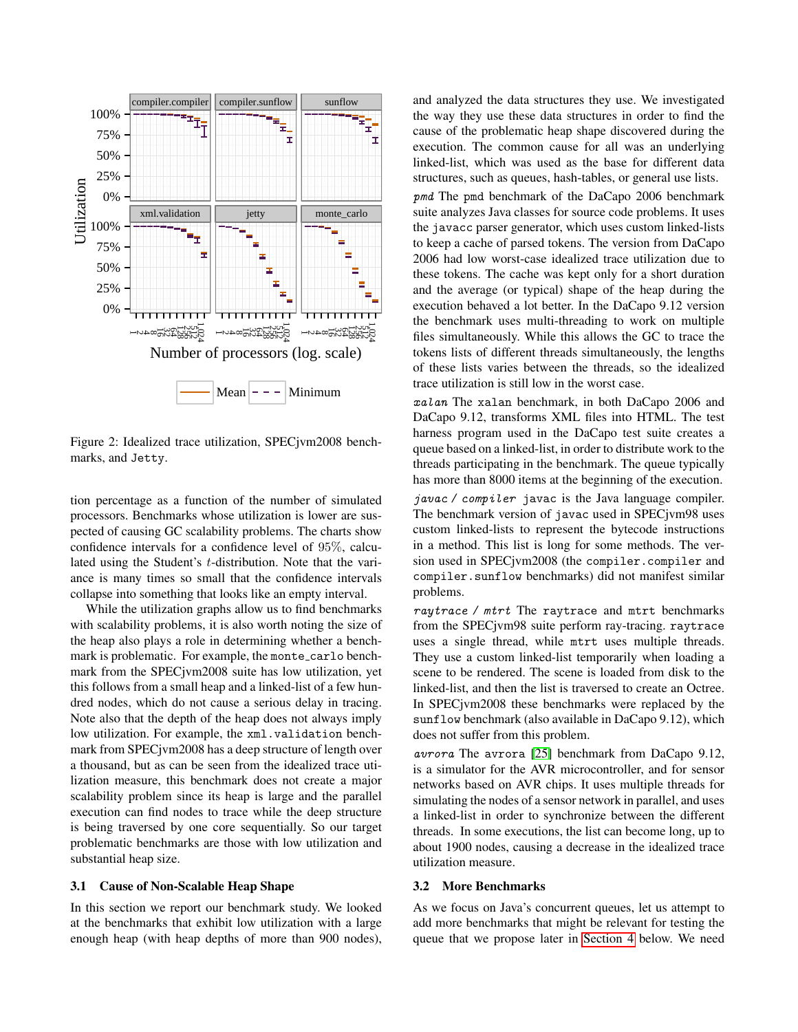Figure 2: Idealized trace utilization, SPECjvm2008 benchmarks, and Jetty.

tion percentage as a function of the number of simulated processors. Benchmarks whose utilization is lower are suspected of causing GC scalability problems. The charts show confidence intervals for a confidence level of 95%, calculated using the Student's $t$-distribution. Note that the variance is many times so small that the confidence intervals collapse into something that looks like an empty interval.

While the utilization graphs allow us to find benchmarks with scalability problems, it is also worth noting the size of the heap also plays a role in determining whether a benchmark is problematic. For example, the `monte_carlo` benchmark from the SPECjvm2008 suite has low utilization, yet this follows from a small heap and a linked-list of a few hundred nodes, which do not cause a serious delay in tracing. Note also that the depth of the heap does not always imply low utilization. For example, the `xml.validation` benchmark from SPECjvm2008 has a deep structure of length over a thousand, but as can be seen from the idealized trace utilization measure, this benchmark does not create a major scalability problem since its heap is large and the parallel execution can find nodes to trace while the deep structure is being traversed by one core sequentially. So our target problematic benchmarks are those with low utilization and substantial heap size.

### 3.1 Cause of Non-Scalable Heap Shape

In this section we report our benchmark study. We looked at the benchmarks that exhibit low utilization with a large enough heap (with heap depths of more than 900 nodes), and analyzed the data structures they use. We investigated the way they use these data structures in order to find the cause of the problematic heap shape discovered during the execution. The common cause for all was an underlying linked-list, which was used as the base for different data structures, such as queues, hash-tables, or general use lists.

*pmd* The `pmd` benchmark of the DaCapo 2006 benchmark suite analyzes Java classes for source code problems. It uses the `javacc` parser generator, which uses custom linked-lists to keep a cache of parsed tokens. The version from DaCapo 2006 had low worst-case idealized trace utilization due to these tokens. The cache was kept only for a short duration and the average (or typical) shape of the heap during the execution behaved a lot better. In the DaCapo 9.12 version the benchmark uses multi-threading to work on multiple files simultaneously. While this allows the GC to trace the tokens lists of different threads simultaneously, the lengths of these lists varies between the threads, so the idealized trace utilization is still low in the worst case.

*xalan* The `xalan` benchmark, in both DaCapo 2006 and DaCapo 9.12, transforms XML files into HTML. The test harness program used in the DaCapo test suite creates a queue based on a linked-list, in order to distribute work to the threads participating in the benchmark. The queue typically has more than 8000 items at the beginning of the execution.

*javac / compiler* `javac` is the Java language compiler. The benchmark version of `javac` used in SPECjvm98 uses custom linked-lists to represent the bytecode instructions in a method. This list is long for some methods. The version used in SPECjvm2008 (the `compiler.compiler` and `compiler.sunflow` benchmarks) did not manifest similar problems.

*raytrace / mtrt* The `raytrace` and `mtrt` benchmarks from the SPECjvm98 suite perform ray-tracing. `raytrace` uses a single thread, while `mtrt` uses multiple threads. They use a custom linked-list temporarily when loading a scene to be rendered. The scene is loaded from disk to the linked-list, and then the list is traversed to create an Octree. In SPECjvm2008 these benchmarks were replaced by the `sunflow` benchmark (also available in DaCapo 9.12), which does not suffer from this problem.

*avrora* The `avrora` [25] benchmark from DaCapo 9.12, is a simulator for the AVR microcontroller, and for sensor networks based on AVR chips. It uses multiple threads for simulating the nodes of a sensor network in parallel, and uses a linked-list in order to synchronize between the different threads. In some executions, the list can become long, up to about 1900 nodes, causing a decrease in the idealized trace utilization measure.

### 3.2 More Benchmarks

As we focus on Java's concurrent queues, let us attempt to add more benchmarks that might be relevant for testing the queue that we propose later in Section 4 below. We need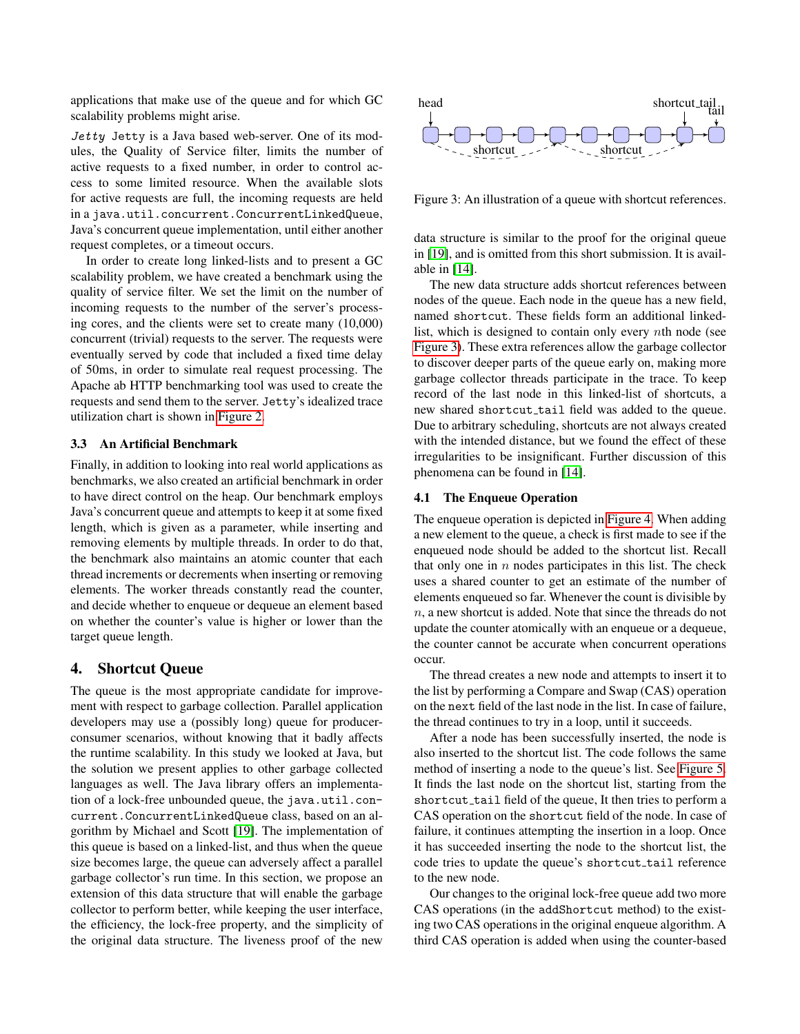applications that make use of the queue and for which GC scalability problems might arise.

*Jetty* Jetty is a Java based web-server. One of its modules, the Quality of Service filter, limits the number of active requests to a fixed number, in order to control access to some limited resource. When the available slots for active requests are full, the incoming requests are held in a `java.util.concurrent.ConcurrentLinkedQueue`, Java's concurrent queue implementation, until either another request completes, or a timeout occurs.

In order to create long linked-lists and to present a GC scalability problem, we have created a benchmark using the quality of service filter. We set the limit on the number of incoming requests to the number of the server's processing cores, and the clients were set to create many (10,000) concurrent (trivial) requests to the server. The requests were eventually served by code that included a fixed time delay of 50ms, in order to simulate real request processing. The Apache ab HTTP benchmarking tool was used to create the requests and send them to the server. Jetty's idealized trace utilization chart is shown in Figure 2.

### 3.3 An Artificial Benchmark

Finally, in addition to looking into real world applications as benchmarks, we also created an artificial benchmark in order to have direct control on the heap. Our benchmark employs Java's concurrent queue and attempts to keep it at some fixed length, which is given as a parameter, while inserting and removing elements by multiple threads. In order to do that, the benchmark also maintains an atomic counter that each thread increments or decrements when inserting or removing elements. The worker threads constantly read the counter, and decide whether to enqueue or dequeue an element based on whether the counter's value is higher or lower than the target queue length.

## 4. Shortcut Queue

The queue is the most appropriate candidate for improvement with respect to garbage collection. Parallel application developers may use a (possibly long) queue for producer-consumer scenarios, without knowing that it badly affects the runtime scalability. In this study we looked at Java, but the solution we present applies to other garbage collected languages as well. The Java library offers an implementation of a lock-free unbounded queue, the `java.util.concurrent.ConcurrentLinkedQueue` class, based on an algorithm by Michael and Scott [19]. The implementation of this queue is based on a linked-list, and thus when the queue size becomes large, the queue can adversely affect a parallel garbage collector's run time. In this section, we propose an extension of this data structure that will enable the garbage collector to perform better, while keeping the user interface, the efficiency, the lock-free property, and the simplicity of the original data structure. The liveness proof of the new data structure is similar to the proof for the original queue in [19], and is omitted from this short submission. It is available in [14].

head

shortcut_tail

tail

shortcut

shortcut

Figure 3: An illustration of a queue with shortcut references.

The new data structure adds shortcut references between nodes of the queue. Each node in the queue has a new field, named `shortcut`. These fields form an additional linked-list, which is designed to contain only every $n$th node (see Figure 3). These extra references allow the garbage collector to discover deeper parts of the queue early on, making more garbage collector threads participate in the trace. To keep record of the last node in this linked-list of shortcuts, a new shared `shortcut_tail` field was added to the queue. Due to arbitrary scheduling, shortcuts are not always created with the intended distance, but we found the effect of these irregularities to be insignificant. Further discussion of this phenomena can be found in [14].

### 4.1 The Enqueue Operation

The enqueue operation is depicted in Figure 4. When adding a new element to the queue, a check is first made to see if the enqueued node should be added to the shortcut list. Recall that only one in $n$ nodes participates in this list. The check uses a shared counter to get an estimate of the number of elements enqueued so far. Whenever the count is divisible by $n$, a new shortcut is added. Note that since the threads do not update the counter atomically with an enqueue or a dequeue, the counter cannot be accurate when concurrent operations occur.

The thread creates a new node and attempts to insert it to the list by performing a Compare and Swap (CAS) operation on the `next` field of the last node in the list. In case of failure, the thread continues to try in a loop, until it succeeds.

After a node has been successfully inserted, the node is also inserted to the shortcut list. The code follows the same method of inserting a node to the queue's list. See Figure 5. It finds the last node on the shortcut list, starting from the `shortcut_tail` field of the queue, It then tries to perform a CAS operation on the `shortcut` field of the node. In case of failure, it continues attempting the insertion in a loop. Once it has succeeded inserting the node to the shortcut list, the code tries to update the queue's `shortcut_tail` reference to the new node.

Our changes to the original lock-free queue add two more CAS operations (in the `addShortcut` method) to the existing two CAS operations in the original enqueue algorithm. A third CAS operation is added when using the counter-based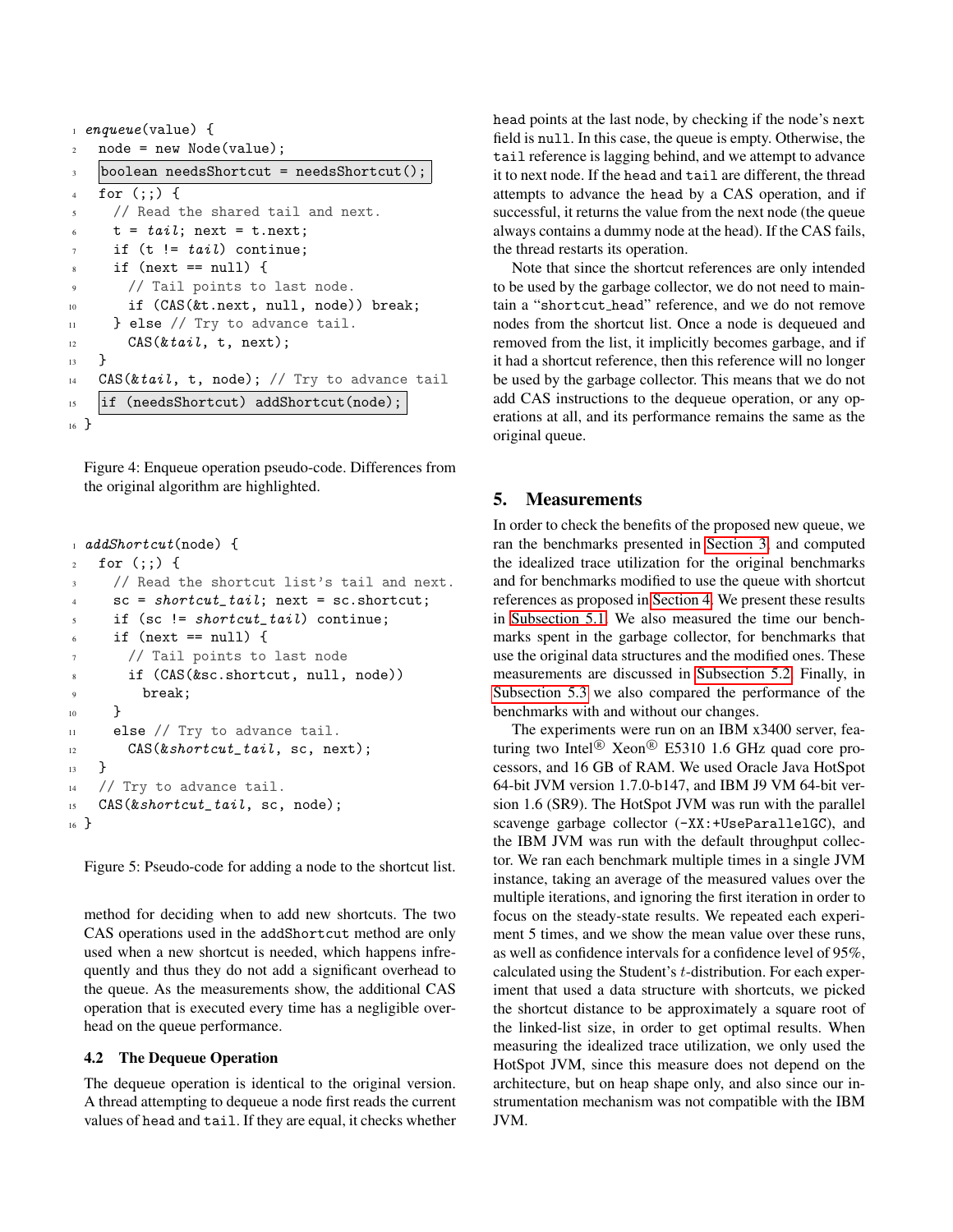```
enqueue(value) {
  node = new Node(value);
  boolean needsShortcut = needsShortcut();
  for (;;) {
    // Read the shared tail and next.
    t = tail; next = t.next;
    if (t != tail) continue;
    if (next == null) {
      // Tail points to last node.
      if (CAS(&t.next, null, node)) break;
    } else // Try to advance tail.
      CAS(&tail, t, next);
  }
  CAS(&tail, t, node); // Try to advance tail
  if (needsShortcut) addShortcut(node);
}
```

Figure 4: Enqueue operation pseudo-code. Differences from the original algorithm are highlighted.

```
addShortcut(node) {
  for (;;) {
    // Read the shortcut list's tail and next.
    sc = shortcut_tail; next = sc.shortcut;
    if (sc != shortcut_tail) continue;
    if (next == null) {
      // Tail points to last node
      if (CAS(&sc.shortcut, null, node))
        break;
    }
    else // Try to advance tail.
      CAS(&shortcut_tail, sc, next);
  }
  // Try to advance tail.
  CAS(&shortcut_tail, sc, node);
}
```

Figure 5: Pseudo-code for adding a node to the shortcut list.

method for deciding when to add new shortcuts. The two CAS operations used in the `addShortcut` method are only used when a new shortcut is needed, which happens infrequently and thus they do not add a significant overhead to the queue. As the measurements show, the additional CAS operation that is executed every time has a negligible overhead on the queue performance.

### 4.2 The Dequeue Operation

The dequeue operation is identical to the original version. A thread attempting to dequeue a node first reads the current values of `head` and `tail`. If they are equal, it checks whether `head` points at the last node, by checking if the node's `next` field is `null`. In this case, the queue is empty. Otherwise, the `tail` reference is lagging behind, and we attempt to advance it to next node. If the `head` and `tail` are different, the thread attempts to advance the `head` by a CAS operation, and if successful, it returns the value from the next node (the queue always contains a dummy node at the head). If the CAS fails, the thread restarts its operation.

Note that since the shortcut references are only intended to be used by the garbage collector, we do not need to maintain a "`shortcut_head`" reference, and we do not remove nodes from the shortcut list. Once a node is dequeued and removed from the list, it implicitly becomes garbage, and if it had a shortcut reference, then this reference will no longer be used by the garbage collector. This means that we do not add CAS instructions to the dequeue operation, or any operations at all, and its performance remains the same as the original queue.

## 5. Measurements

In order to check the benefits of the proposed new queue, we ran the benchmarks presented in Section 3 and computed the idealized trace utilization for the original benchmarks and for benchmarks modified to use the queue with shortcut references as proposed in Section 4. We present these results in Subsection 5.1. We also measured the time our benchmarks spent in the garbage collector, for benchmarks that use the original data structures and the modified ones. These measurements are discussed in Subsection 5.2. Finally, in Subsection 5.3 we also compared the performance of the benchmarks with and without our changes.

The experiments were run on an IBM x3400 server, featuring two Intel® Xeon® E5310 1.6 GHz quad core processors, and 16 GB of RAM. We used Oracle Java HotSpot 64-bit JVM version 1.7.0-b147, and IBM J9 VM 64-bit version 1.6 (SR9). The HotSpot JVM was run with the parallel scavenge garbage collector (`-XX:+UseParallelGC`), and the IBM JVM was run with the default throughput collector. We ran each benchmark multiple times in a single JVM instance, taking an average of the measured values over the multiple iterations, and ignoring the first iteration in order to focus on the steady-state results. We repeated each experiment 5 times, and we show the mean value over these runs, as well as confidence intervals for a confidence level of 95%, calculated using the Student's $t$-distribution. For each experiment that used a data structure with shortcuts, we picked the shortcut distance to be approximately a square root of the linked-list size, in order to get optimal results. When measuring the idealized trace utilization, we only used the HotSpot JVM, since this measure does not depend on the architecture, but on heap shape only, and also since our instrumentation mechanism was not compatible with the IBM JVM.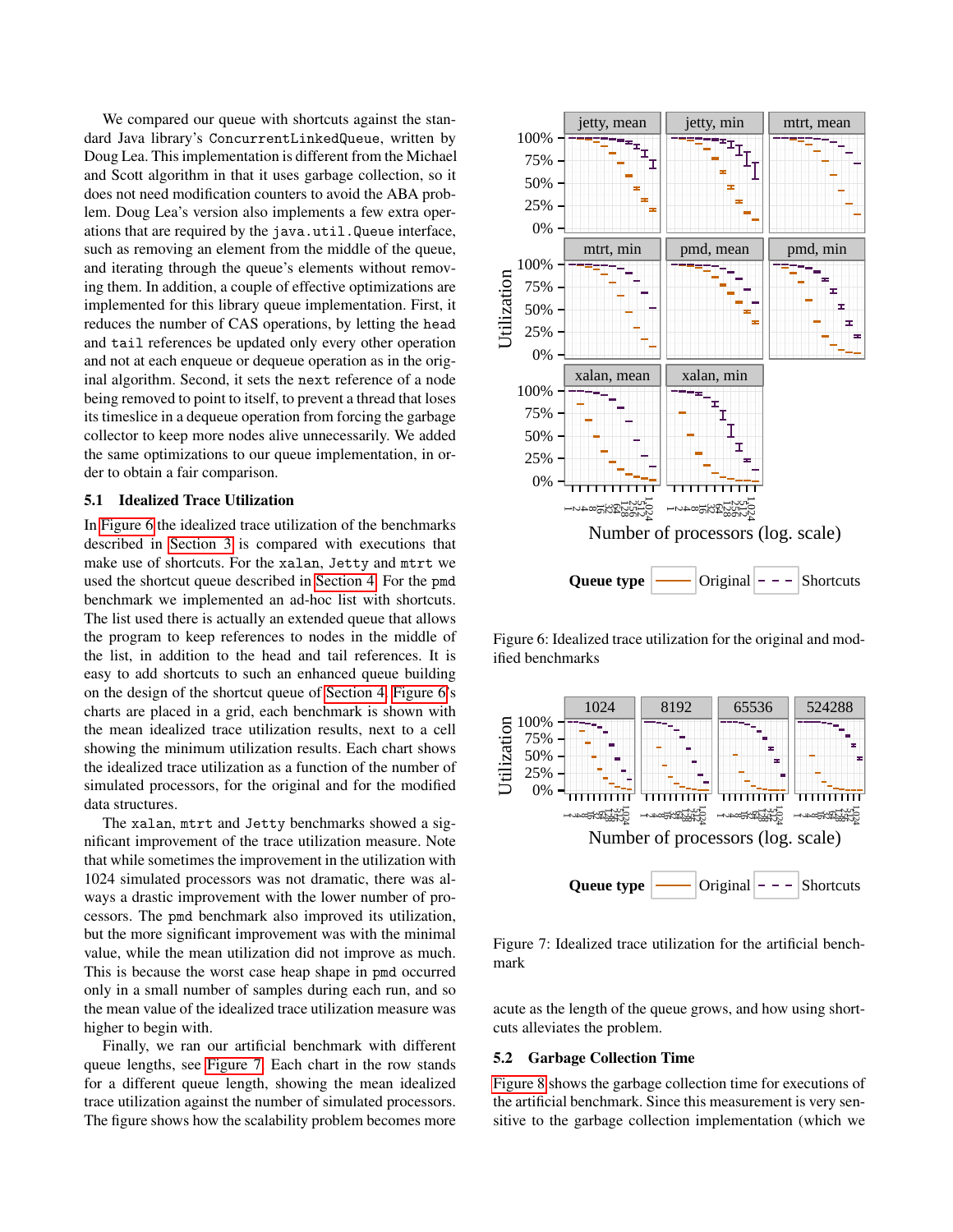We compared our queue with shortcuts against the standard Java library's `ConcurrentLinkedQueue`, written by Doug Lea. This implementation is different from the Michael and Scott algorithm in that it uses garbage collection, so it does not need modification counters to avoid the ABA problem. Doug Lea's version also implements a few extra operations that are required by the `java.util.Queue` interface, such as removing an element from the middle of the queue, and iterating through the queue's elements without removing them. In addition, a couple of effective optimizations are implemented for this library queue implementation. First, it reduces the number of CAS operations, by letting the `head` and `tail` references be updated only every other operation and not at each enqueue or dequeue operation as in the original algorithm. Second, it sets the `next` reference of a node being removed to point to itself, to prevent a thread that loses its timeslice in a dequeue operation from forcing the garbage collector to keep more nodes alive unnecessarily. We added the same optimizations to our queue implementation, in order to obtain a fair comparison.

### 5.1 Idealized Trace Utilization

In Figure 6 the idealized trace utilization of the benchmarks described in Section 3 is compared with executions that make use of shortcuts. For the `xalan`, `Jetty` and `mtrt` we used the shortcut queue described in Section 4. For the `pmd` benchmark we implemented an ad-hoc list with shortcuts. The list used there is actually an extended queue that allows the program to keep references to nodes in the middle of the list, in addition to the head and tail references. It is easy to add shortcuts to such an enhanced queue building on the design of the shortcut queue of Section 4. Figure 6's charts are placed in a grid, each benchmark is shown with the mean idealized trace utilization results, next to a cell showing the minimum utilization results. Each chart shows the idealized trace utilization as a function of the number of simulated processors, for the original and for the modified data structures.

The `xalan`, `mtrt` and `Jetty` benchmarks showed a significant improvement of the trace utilization measure. Note that while sometimes the improvement in the utilization with 1024 simulated processors was not dramatic, there was always a drastic improvement with the lower number of processors. The `pmd` benchmark also improved its utilization, but the more significant improvement was with the minimal value, while the mean utilization did not improve as much. This is because the worst case heap shape in `pmd` occurred only in a small number of samples during each run, and so the mean value of the idealized trace utilization measure was higher to begin with.

Finally, we ran our artificial benchmark with different queue lengths, see Figure 7. Each chart in the row stands for a different queue length, showing the mean idealized trace utilization against the number of simulated processors. The figure shows how the scalability problem becomes more acute as the length of the queue grows, and how using shortcuts alleviates the problem.

Figure 6: Idealized trace utilization for the original and modified benchmarks

Figure 7: Idealized trace utilization for the artificial benchmark

### 5.2 Garbage Collection Time

Figure 8 shows the garbage collection time for executions of the artificial benchmark. Since this measurement is very sensitive to the garbage collection implementation (which we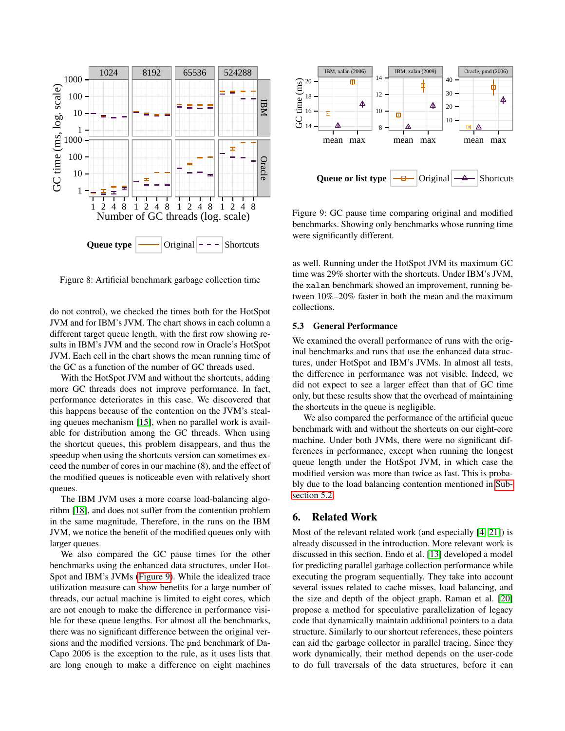Figure 8: Artificial benchmark garbage collection time

do not control), we checked the times both for the HotSpot JVM and for IBM's JVM. The chart shows in each column a different target queue length, with the first row showing results in IBM's JVM and the second row in Oracle's HotSpot JVM. Each cell in the chart shows the mean running time of the GC as a function of the number of GC threads used.

With the HotSpot JVM and without the shortcuts, adding more GC threads does not improve performance. In fact, performance deteriorates in this case. We discovered that this happens because of the contention on the JVM's stealing queues mechanism [15], when no parallel work is available for distribution among the GC threads. When using the shortcut queues, this problem disappears, and thus the speedup when using the shortcuts version can sometimes exceed the number of cores in our machine (8), and the effect of the modified queues is noticeable even with relatively short queues.

The IBM JVM uses a more coarse load-balancing algorithm [18], and does not suffer from the contention problem in the same magnitude. Therefore, in the runs on the IBM JVM, we notice the benefit of the modified queues only with larger queues.

We also compared the GC pause times for the other benchmarks using the enhanced data structures, under HotSpot and IBM's JVMs (Figure 9). While the idealized trace utilization measure can show benefits for a large number of threads, our actual machine is limited to eight cores, which are not enough to make the difference in performance visible for these queue lengths. For almost all the benchmarks, there was no significant difference between the original versions and the modified versions. The pmd benchmark of DaCapo 2006 is the exception to the rule, as it uses lists that are long enough to make a difference on eight machines as well. Running under the HotSpot JVM its maximum GC time was 29% shorter with the shortcuts. Under IBM's JVM, the xalan benchmark showed an improvement, running between 10%–20% faster in both the mean and the maximum collections.

Figure 9: GC pause time comparing original and modified benchmarks. Showing only benchmarks whose running time were significantly different.

### 5.3 General Performance

We examined the overall performance of runs with the original benchmarks and runs that use the enhanced data structures, under HotSpot and IBM's JVMs. In almost all tests, the difference in performance was not visible. Indeed, we did not expect to see a larger effect than that of GC time only, but these results show that the overhead of maintaining the shortcuts in the queue is negligible.

We also compared the performance of the artificial queue benchmark with and without the shortcuts on our eight-core machine. Under both JVMs, there were no significant differences in performance, except when running the longest queue length under the HotSpot JVM, in which case the modified version was more than twice as fast. This is probably due to the load balancing contention mentioned in Subsection 5.2.

## 6. Related Work

Most of the relevant related work (and especially [4, 21]) is already discussed in the introduction. More relevant work is discussed in this section. Endo et al. [13] developed a model for predicting parallel garbage collection performance while executing the program sequentially. They take into account several issues related to cache misses, load balancing, and the size and depth of the object graph. Raman et al. [20] propose a method for speculative parallelization of legacy code that dynamically maintain additional pointers to a data structure. Similarly to our shortcut references, these pointers can aid the garbage collector in parallel tracing. Since they work dynamically, their method depends on the user-code to do full traversals of the data structures, before it can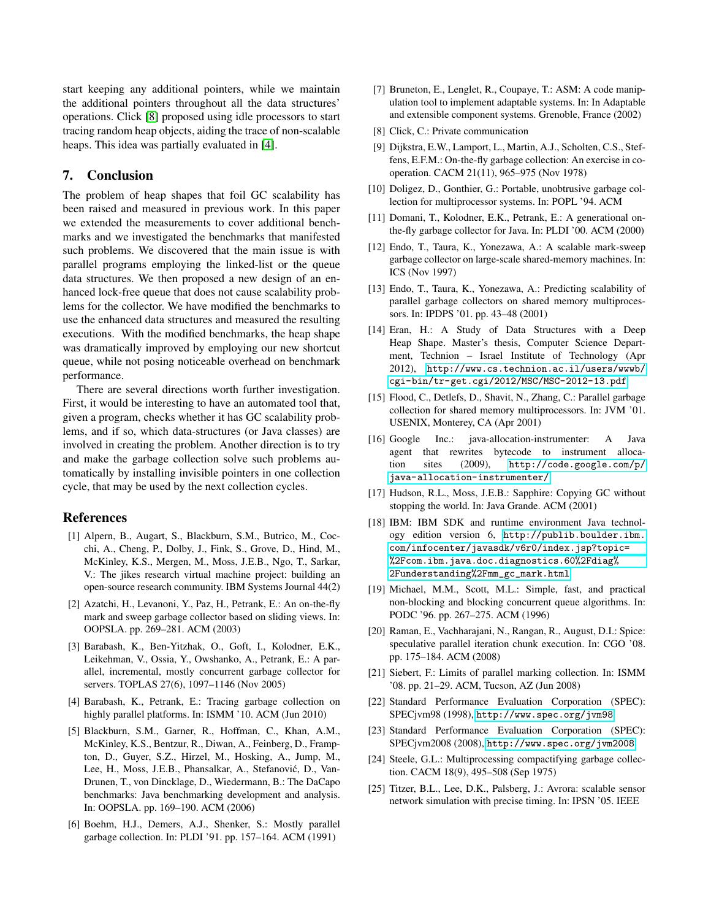start keeping any additional pointers, while we maintain the additional pointers throughout all the data structures' operations. Click [8] proposed using idle processors to start tracing random heap objects, aiding the trace of non-scalable heaps. This idea was partially evaluated in [4].

## 7. Conclusion

The problem of heap shapes that foil GC scalability has been raised and measured in previous work. In this paper we extended the measurements to cover additional benchmarks and we investigated the benchmarks that manifested such problems. We discovered that the main issue is with parallel programs employing the linked-list or the queue data structures. We then proposed a new design of an enhanced lock-free queue that does not cause scalability problems for the collector. We have modified the benchmarks to use the enhanced data structures and measured the resulting executions. With the modified benchmarks, the heap shape was dramatically improved by employing our new shortcut queue, while not posing noticeable overhead on benchmark performance.

There are several directions worth further investigation. First, it would be interesting to have an automated tool that, given a program, checks whether it has GC scalability problems, and if so, which data-structures (or Java classes) are involved in creating the problem. Another direction is to try and make the garbage collection solve such problems automatically by installing invisible pointers in one collection cycle, that may be used by the next collection cycles.

## References

[1] Alpern, B., Augart, S., Blackburn, S.M., Butrico, M., Cocchi, A., Cheng, P., Dolby, J., Fink, S., Grove, D., Hind, M., McKinley, K.S., Mergen, M., Moss, J.E.B., Ngo, T., Sarkar, V.: The jikes research virtual machine project: building an open-source research community. IBM Systems Journal 44(2)

[2] Azatchi, H., Levanoni, Y., Paz, H., Petrank, E.: An on-the-fly mark and sweep garbage collector based on sliding views. In: OOPSLA. pp. 269–281. ACM (2003)

[3] Barabash, K., Ben-Yitzhak, O., Goft, I., Kolodner, E.K., Leikehman, V., Ossia, Y., Owshanko, A., Petrank, E.: A parallel, incremental, mostly concurrent garbage collector for servers. TOPLAS 27(6), 1097–1146 (Nov 2005)

[4] Barabash, K., Petrank, E.: Tracing garbage collection on highly parallel platforms. In: ISMM '10. ACM (Jun 2010)

[5] Blackburn, S.M., Garner, R., Hoffman, C., Khan, A.M., McKinley, K.S., Bentzur, R., Diwan, A., Feinberg, D., Frampton, D., Guyer, S.Z., Hirzel, M., Hosking, A., Jump, M., Lee, H., Moss, J.E.B., Phansalkar, A., Stefanović, D., VanDrunen, T., von Dincklage, D., Wiedermann, B.: The DaCapo benchmarks: Java benchmarking development and analysis. In: OOPSLA. pp. 169–190. ACM (2006)

[6] Boehm, H.J., Demers, A.J., Shenker, S.: Mostly parallel garbage collection. In: PLDI '91. pp. 157–164. ACM (1991)

[7] Bruneton, E., Lenglet, R., Coupaye, T.: ASM: A code manipulation tool to implement adaptable systems. In: In Adaptable and extensible component systems. Grenoble, France (2002)

[8] Click, C.: Private communication

[9] Dijkstra, E.W., Lamport, L., Martin, A.J., Scholten, C.S., Steffens, E.F.M.: On-the-fly garbage collection: An exercise in cooperation. CACM 21(11), 965–975 (Nov 1978)

[10] Doligez, D., Gonthier, G.: Portable, unobtrusive garbage collection for multiprocessor systems. In: POPL '94. ACM

[11] Domani, T., Kolodner, E.K., Petrank, E.: A generational on-the-fly garbage collector for Java. In: PLDI '00. ACM (2000)

[12] Endo, T., Taura, K., Yonezawa, A.: A scalable mark-sweep garbage collector on large-scale shared-memory machines. In: ICS (Nov 1997)

[13] Endo, T., Taura, K., Yonezawa, A.: Predicting scalability of parallel garbage collectors on shared memory multiprocessors. In: IPDPS '01. pp. 43–48 (2001)

[14] Eran, H.: A Study of Data Structures with a Deep Heap Shape. Master's thesis, Computer Science Department, Technion – Israel Institute of Technology (Apr 2012), http://www.cs.technion.ac.il/users/wwwb/cgi-bin/tr-get.cgi/2012/MSC/MSC-2012-13.pdf

[15] Flood, C., Detlefs, D., Shavit, N., Zhang, C.: Parallel garbage collection for shared memory multiprocessors. In: JVM '01. USENIX, Monterey, CA (Apr 2001)

[16] Google Inc.: java-allocation-instrumenter: A Java agent that rewrites bytecode to instrument allocation sites (2009), http://code.google.com/p/java-allocation-instrumenter/

[17] Hudson, R.L., Moss, J.E.B.: Sapphire: Copying GC without stopping the world. In: Java Grande. ACM (2001)

[18] IBM: IBM SDK and runtime environment Java technology edition version 6, http://publib.boulder.ibm.com/infocenter/javasdk/v6r0/index.jsp?topic=%2Fcom.ibm.java.doc.diagnostics.60%2Fdiag%2Funderstanding%2Fmm_gc_mark.html

[19] Michael, M.M., Scott, M.L.: Simple, fast, and practical non-blocking and blocking concurrent queue algorithms. In: PODC '96. pp. 267–275. ACM (1996)

[20] Raman, E., Vachharajani, N., Rangan, R., August, D.I.: Spice: speculative parallel iteration chunk execution. In: CGO '08. pp. 175–184. ACM (2008)

[21] Siebert, F.: Limits of parallel marking collection. In: ISMM '08. pp. 21–29. ACM, Tucson, AZ (Jun 2008)

[22] Standard Performance Evaluation Corporation (SPEC): SPECjvm98 (1998), http://www.spec.org/jvm98

[23] Standard Performance Evaluation Corporation (SPEC): SPECjvm2008 (2008), http://www.spec.org/jvm2008

[24] Steele, G.L.: Multiprocessing compactifying garbage collection. CACM 18(9), 495–508 (Sep 1975)

[25] Titzer, B.L., Lee, D.K., Palsberg, J.: Avrora: scalable sensor network simulation with precise timing. In: IPSN '05. IEEE